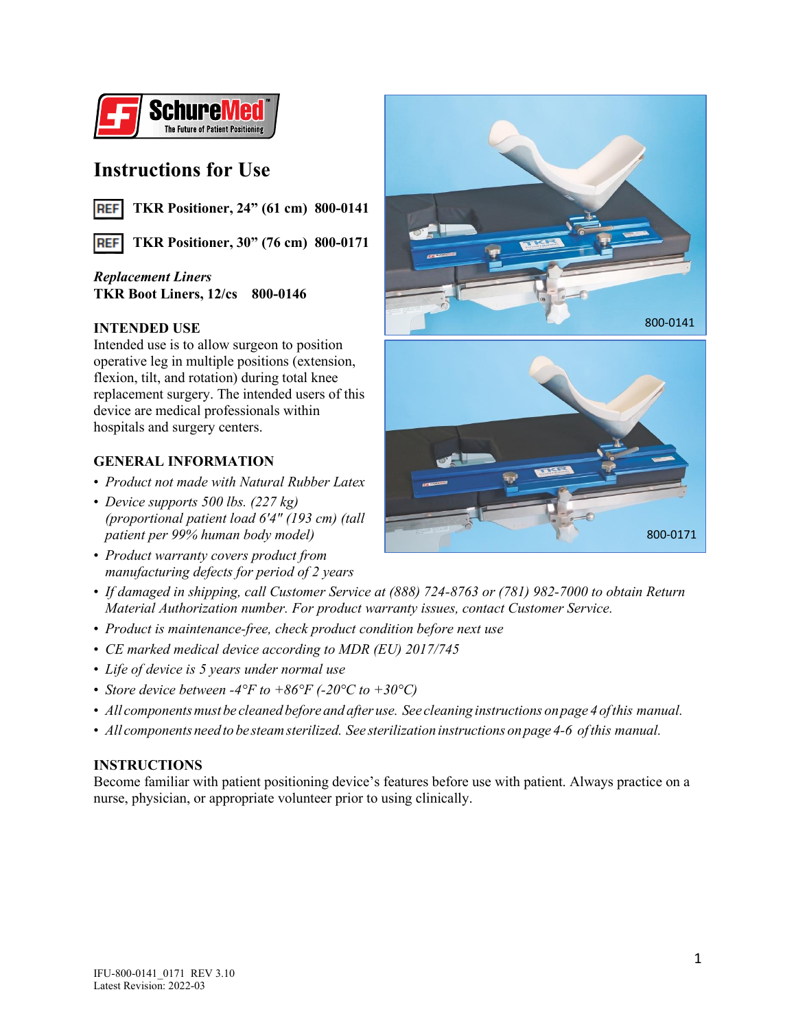SchureMed
The Future of Patient Positioning

# Instructions for Use

REF **TKR Positioner, 24" (61 cm) 800-0141**

REF **TKR Positioner, 30" (76 cm) 800-0171**

***Replacement Liners***
**TKR Boot Liners, 12/cs 800-0146**

800-0141

800-0171

## INTENDED USE

Intended use is to allow surgeon to position operative leg in multiple positions (extension, flexion, tilt, and rotation) during total knee replacement surgery. The intended users of this device are medical professionals within hospitals and surgery centers.

## GENERAL INFORMATION

- *Product not made with Natural Rubber Latex*
- *Device supports 500 lbs. (227 kg) (proportional patient load 6'4" (193 cm) (tall patient per 99% human body model)*
- *Product warranty covers product from manufacturing defects for period of 2 years*
- *If damaged in shipping, call Customer Service at (888) 724-8763 or (781) 982-7000 to obtain Return Material Authorization number. For product warranty issues, contact Customer Service.*
- *Product is maintenance-free, check product condition before next use*
- *CE marked medical device according to MDR (EU) 2017/745*
- *Life of device is 5 years under normal use*
- *Store device between -4°F to +86°F (-20°C to +30°C)*
- *All components must be cleaned before and after use. See cleaning instructions on page 4 of this manual.*
- *All components need to be steam sterilized. See sterilization instructions on page 4-6 of this manual.*

## INSTRUCTIONS

Become familiar with patient positioning device's features before use with patient. Always practice on a nurse, physician, or appropriate volunteer prior to using clinically.

IFU-800-0141_0171 REV 3.10
Latest Revision: 2022-03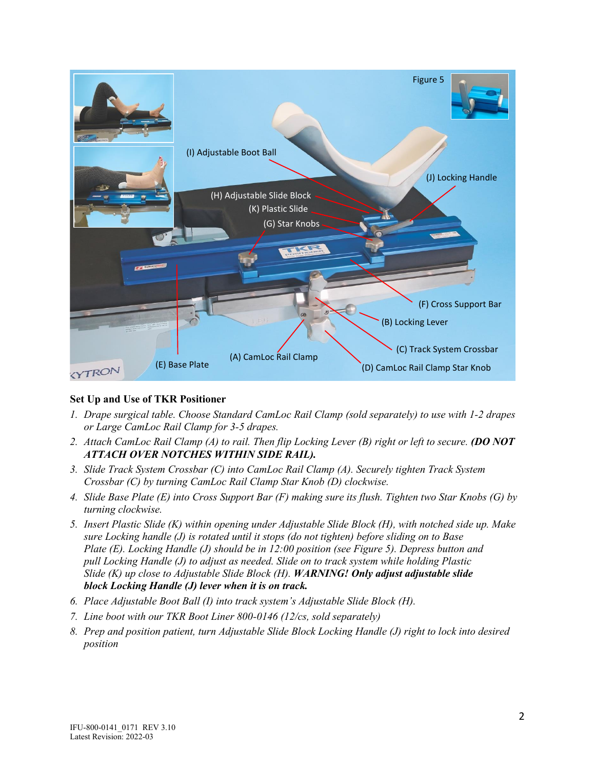## Set Up and Use of TKR Positioner

1. *Drape surgical table. Choose Standard CamLoc Rail Clamp (sold separately) to use with 1-2 drapes or Large CamLoc Rail Clamp for 3-5 drapes.*
2. *Attach CamLoc Rail Clamp (A) to rail. Then flip Locking Lever (B) right or left to secure.* ***(DO NOT ATTACH OVER NOTCHES WITHIN SIDE RAIL).***
3. *Slide Track System Crossbar (C) into CamLoc Rail Clamp (A). Securely tighten Track System Crossbar (C) by turning CamLoc Rail Clamp Star Knob (D) clockwise.*
4. *Slide Base Plate (E) into Cross Support Bar (F) making sure its flush. Tighten two Star Knobs (G) by turning clockwise.*
5. *Insert Plastic Slide (K) within opening under Adjustable Slide Block (H), with notched side up. Make sure Locking handle (J) is rotated until it stops (do not tighten) before sliding on to Base Plate (E). Locking Handle (J) should be in 12:00 position (see Figure 5). Depress button and pull Locking Handle (J) to adjust as needed. Slide on to track system while holding Plastic Slide (K) up close to Adjustable Slide Block (H).* ***WARNING! Only adjust adjustable slide block Locking Handle (J) lever when it is on track.***
6. *Place Adjustable Boot Ball (I) into track system's Adjustable Slide Block (H).*
7. *Line boot with our TKR Boot Liner 800-0146 (12/cs, sold separately)*
8. *Prep and position patient, turn Adjustable Slide Block Locking Handle (J) right to lock into desired position*

IFU-800-0141_0171 REV 3.10
Latest Revision: 2022-03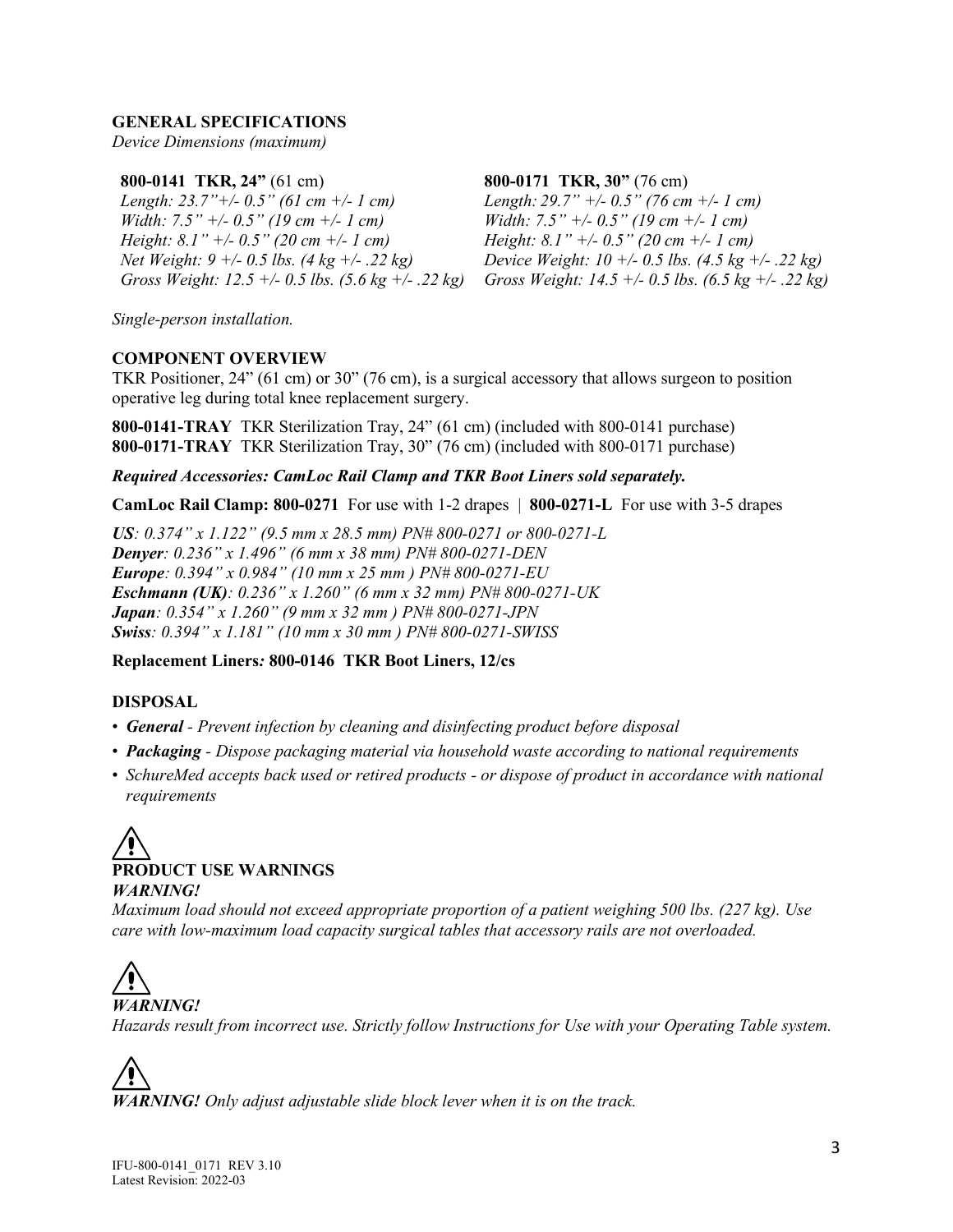## GENERAL SPECIFICATIONS

*Device Dimensions (maximum)*

**800-0141 TKR, 24"** (61 cm)
*Length: 23.7"+/- 0.5" (61 cm +/- 1 cm)*
*Width: 7.5" +/- 0.5" (19 cm +/- 1 cm)*
*Height: 8.1" +/- 0.5" (20 cm +/- 1 cm)*
*Net Weight: 9 +/- 0.5 lbs. (4 kg +/- .22 kg)*
*Gross Weight: 12.5 +/- 0.5 lbs. (5.6 kg +/- .22 kg)*

**800-0171 TKR, 30"** (76 cm)
*Length: 29.7" +/- 0.5" (76 cm +/- 1 cm)*
*Width: 7.5" +/- 0.5" (19 cm +/- 1 cm)*
*Height: 8.1" +/- 0.5" (20 cm +/- 1 cm)*
*Device Weight: 10 +/- 0.5 lbs. (4.5 kg +/- .22 kg)*
*Gross Weight: 14.5 +/- 0.5 lbs. (6.5 kg +/- .22 kg)*

*Single-person installation.*

## COMPONENT OVERVIEW

TKR Positioner, 24" (61 cm) or 30" (76 cm), is a surgical accessory that allows surgeon to position operative leg during total knee replacement surgery.

**800-0141-TRAY** TKR Sterilization Tray, 24" (61 cm) (included with 800-0141 purchase)
**800-0171-TRAY** TKR Sterilization Tray, 30" (76 cm) (included with 800-0171 purchase)

***Required Accessories: CamLoc Rail Clamp and TKR Boot Liners sold separately.***

**CamLoc Rail Clamp: 800-0271** For use with 1-2 drapes | **800-0271-L** For use with 3-5 drapes

***US****: 0.374" x 1.122" (9.5 mm x 28.5 mm) PN# 800-0271 or 800-0271-L*
***Denyer****: 0.236" x 1.496" (6 mm x 38 mm) PN# 800-0271-DEN*
***Europe****: 0.394" x 0.984" (10 mm x 25 mm ) PN# 800-0271-EU*
***Eschmann (UK)****: 0.236" x 1.260" (6 mm x 32 mm) PN# 800-0271-UK*
***Japan****: 0.354" x 1.260" (9 mm x 32 mm ) PN# 800-0271-JPN*
***Swiss****: 0.394" x 1.181" (10 mm x 30 mm ) PN# 800-0271-SWISS*

**Replacement Liners*:* 800-0146 TKR Boot Liners, 12/cs**

## DISPOSAL

- ***General*** *- Prevent infection by cleaning and disinfecting product before disposal*
- ***Packaging*** *- Dispose packaging material via household waste according to national requirements*
- *SchureMed accepts back used or retired products - or dispose of product in accordance with national requirements*

## PRODUCT USE WARNINGS

***WARNING!***
*Maximum load should not exceed appropriate proportion of a patient weighing 500 lbs. (227 kg). Use care with low-maximum load capacity surgical tables that accessory rails are not overloaded.*

***WARNING!***
*Hazards result from incorrect use. Strictly follow Instructions for Use with your Operating Table system.*

***WARNING!*** *Only adjust adjustable slide block lever when it is on the track.*

IFU-800-0141_0171 REV 3.10
Latest Revision: 2022-03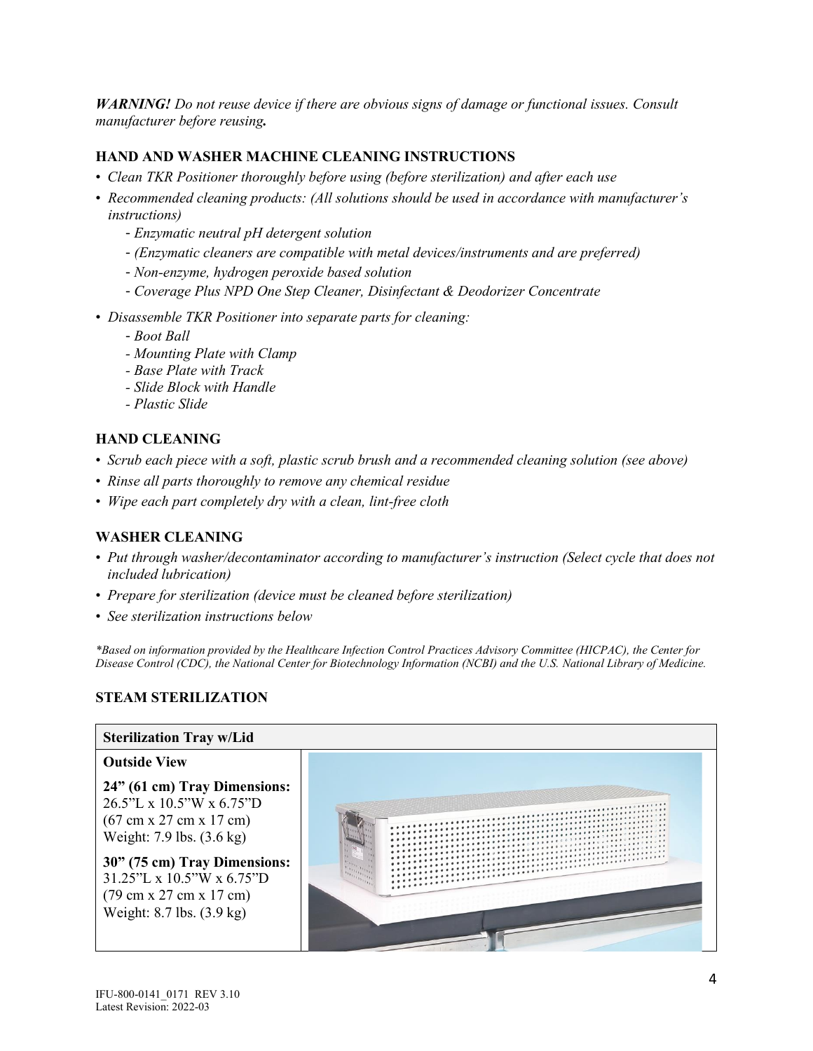***WARNING!*** *Do not reuse device if there are obvious signs of damage or functional issues. Consult manufacturer before reusing****.***

## HAND AND WASHER MACHINE CLEANING INSTRUCTIONS

- *Clean TKR Positioner thoroughly before using (before sterilization) and after each use*
- *Recommended cleaning products: (All solutions should be used in accordance with manufacturer's instructions)*
  - *Enzymatic neutral pH detergent solution*
  - *(Enzymatic cleaners are compatible with metal devices/instruments and are preferred)*
  - *Non-enzyme, hydrogen peroxide based solution*
  - *Coverage Plus NPD One Step Cleaner, Disinfectant & Deodorizer Concentrate*
- *Disassemble TKR Positioner into separate parts for cleaning:*
  - *Boot Ball*
  - *Mounting Plate with Clamp*
  - *Base Plate with Track*
  - *Slide Block with Handle*
  - *Plastic Slide*

## HAND CLEANING

- *Scrub each piece with a soft, plastic scrub brush and a recommended cleaning solution (see above)*
- *Rinse all parts thoroughly to remove any chemical residue*
- *Wipe each part completely dry with a clean, lint-free cloth*

## WASHER CLEANING

- *Put through washer/decontaminator according to manufacturer's instruction (Select cycle that does not included lubrication)*
- *Prepare for sterilization (device must be cleaned before sterilization)*
- *See sterilization instructions below*

*\*Based on information provided by the Healthcare Infection Control Practices Advisory Committee (HICPAC), the Center for Disease Control (CDC), the National Center for Biotechnology Information (NCBI) and the U.S. National Library of Medicine.*

## STEAM STERILIZATION

| Sterilization Tray w/Lid | |
|---|---|
| **Outside View**<br><br>**24" (61 cm) Tray Dimensions:**<br>26.5"L x 10.5"W x 6.75"D<br>(67 cm x 27 cm x 17 cm)<br>Weight: 7.9 lbs. (3.6 kg)<br><br>**30" (75 cm) Tray Dimensions:**<br>31.25"L x 10.5"W x 6.75"D<br>(79 cm x 27 cm x 17 cm)<br>Weight: 8.7 lbs. (3.9 kg) | |

IFU-800-0141_0171 REV 3.10
Latest Revision: 2022-03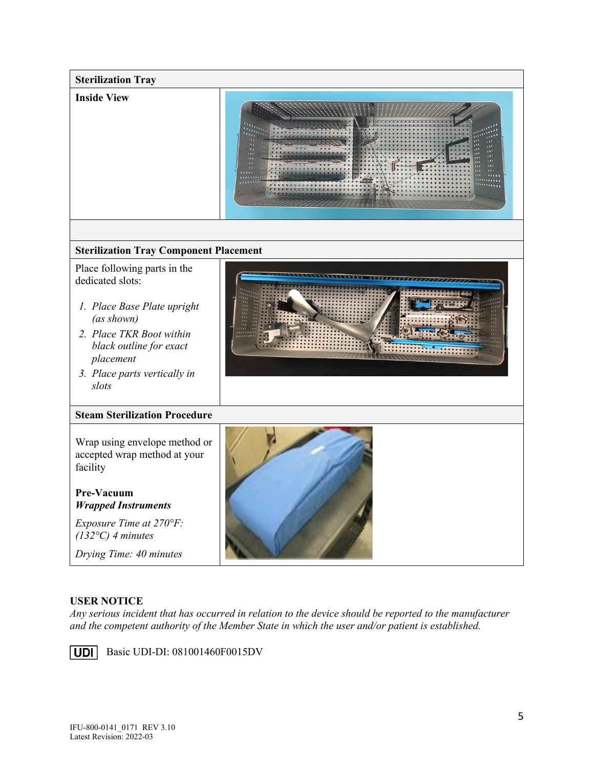| Sterilization Tray | |
|---|---|
| **Inside View** | |
| | |
| **Sterilization Tray Component Placement** | |
| Place following parts in the dedicated slots:<br><br>1. *Place Base Plate upright (as shown)*<br>2. *Place TKR Boot within black outline for exact placement*<br>3. *Place parts vertically in slots* | |
| **Steam Sterilization Procedure** | |
| Wrap using envelope method or accepted wrap method at your facility<br><br>**Pre-Vacuum**<br>***Wrapped Instruments***<br><br>*Exposure Time at 270°F: (132°C) 4 minutes*<br><br>*Drying Time: 40 minutes* | |

**USER NOTICE**

*Any serious incident that has occurred in relation to the device should be reported to the manufacturer and the competent authority of the Member State in which the user and/or patient is established.*

UDI Basic UDI-DI: 081001460F0015DV

IFU-800-0141_0171 REV 3.10
Latest Revision: 2022-03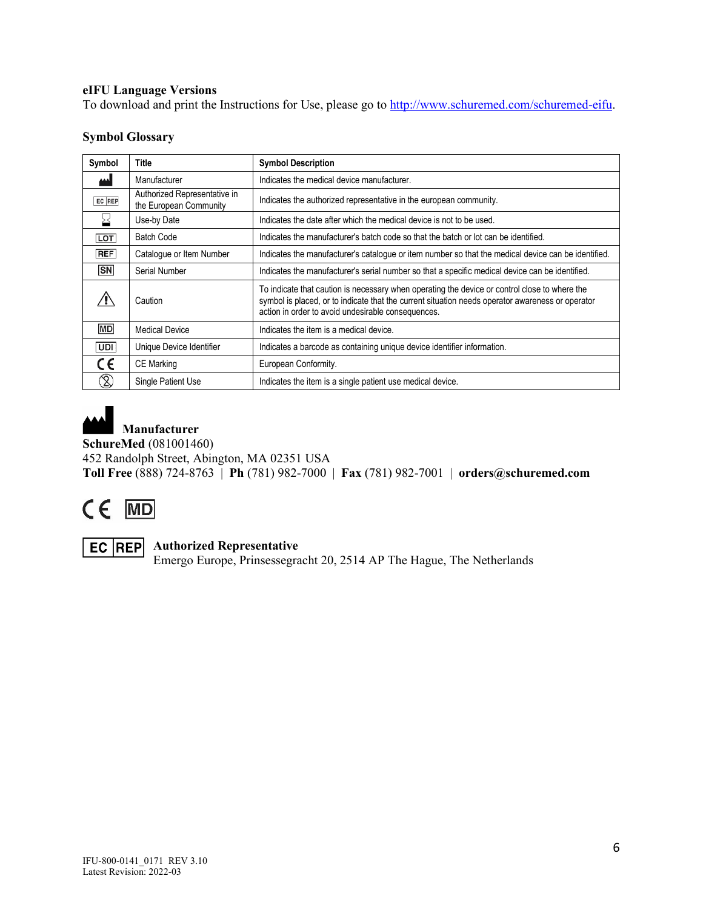**eIFU Language Versions**
To download and print the Instructions for Use, please go to http://www.schuremed.com/schuremed-eifu.

**Symbol Glossary**

| Symbol | Title | Symbol Description |
|---|---|---|
| | Manufacturer | Indicates the medical device manufacturer. |
| EC REP | Authorized Representative in the European Community | Indicates the authorized representative in the european community. |
| | Use-by Date | Indicates the date after which the medical device is not to be used. |
| LOT | Batch Code | Indicates the manufacturer's batch code so that the batch or lot can be identified. |
| REF | Catalogue or Item Number | Indicates the manufacturer's catalogue or item number so that the medical device can be identified. |
| SN | Serial Number | Indicates the manufacturer's serial number so that a specific medical device can be identified. |
| ⚠ | Caution | To indicate that caution is necessary when operating the device or control close to where the symbol is placed, or to indicate that the current situation needs operator awareness or operator action in order to avoid undesirable consequences. |
| MD | Medical Device | Indicates the item is a medical device. |
| UDI | Unique Device Identifier | Indicates a barcode as containing unique device identifier information. |
| CE | CE Marking | European Conformity. |
| | Single Patient Use | Indicates the item is a single patient use medical device. |

**Manufacturer**
**SchureMed** (081001460)
452 Randolph Street, Abington, MA 02351 USA
**Toll Free** (888) 724-8763 | **Ph** (781) 982-7000 | **Fax** (781) 982-7001 | **orders@schuremed.com**

CE MD

EC REP **Authorized Representative**
Emergo Europe, Prinsessegracht 20, 2514 AP The Hague, The Netherlands

IFU-800-0141_0171 REV 3.10
Latest Revision: 2022-03